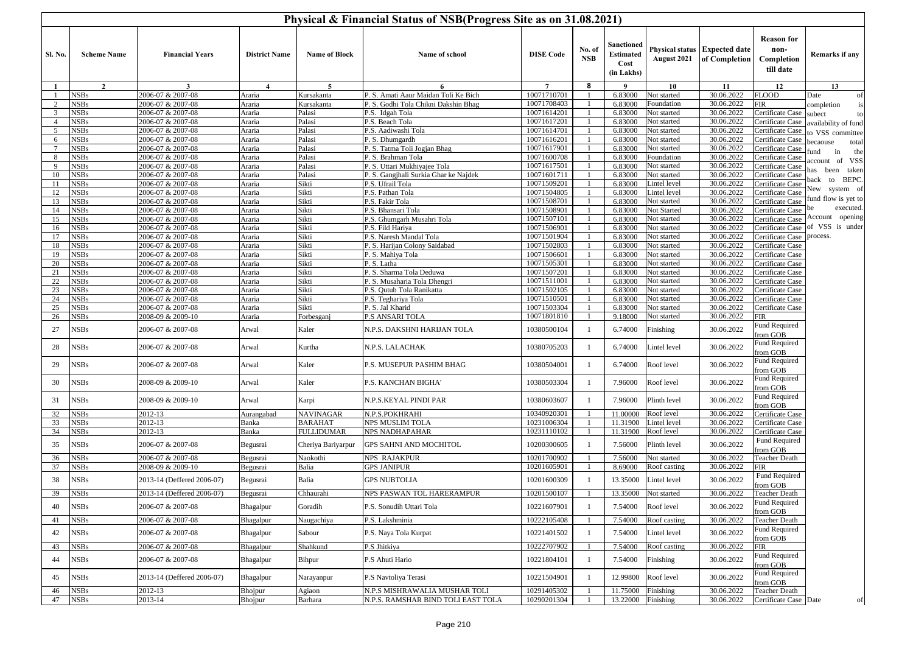# Physical & Financial Status of NSB(Progress Site as on 31.08.2021)

| Sl. No. | Scheme Name | Financial Years | District Name | Name of Block | Name of school | DISE Code | No. of NSB | Sanctioned Estimated Cost (in Lakhs) | Physical status August 2021 | Expected date of Completion | Reason for non-Completion till date | Remarks if any |
|---|---|---|---|---|---|---|---|---|---|---|---|---|
| 1 | 2 | 3 | 4 | 5 | 6 | 7 | 8 | 9 | 10 | 11 | 12 | 13 |
| 1 | NSBs | 2006-07 & 2007-08 | Araria | Kursakanta | P. S. Amati Aaur Maidan Toli Ke Bich | 10071710701 | 1 | 6.83000 | Not started | 30.06.2022 | FLOOD | Date of completion is subect to availability of fund to VSS committee becaouse total fund in the account of VSS has been taken back to BEPC. New system of fund flow is yet to be executed. Account opening of VSS is under process. |
| 2 | NSBs | 2006-07 & 2007-08 | Araria | Kursakanta | P. S. Godhi Tola Chikni Dakshin Bhag | 10071708403 | 1 | 6.83000 | Foundation | 30.06.2022 | FIR | |
| 3 | NSBs | 2006-07 & 2007-08 | Araria | Palasi | P.S. Idgah Tola | 10071614201 | 1 | 6.83000 | Not started | 30.06.2022 | Certificate Case | |
| 4 | NSBs | 2006-07 & 2007-08 | Araria | Palasi | P.S. Beach Tola | 10071617201 | 1 | 6.83000 | Not started | 30.06.2022 | Certificate Case | |
| 5 | NSBs | 2006-07 & 2007-08 | Araria | Palasi | P.S. Aadiwashi Tola | 10071614701 | 1 | 6.83000 | Not started | 30.06.2022 | Certificate Case | |
| 6 | NSBs | 2006-07 & 2007-08 | Araria | Palasi | P. S. Dhumgardh | 10071616201 | 1 | 6.83000 | Not started | 30.06.2022 | Certificate Case | |
| 7 | NSBs | 2006-07 & 2007-08 | Araria | Palasi | P. S. Tatma Toli Jogjan Bhag | 10071617901 | 1 | 6.83000 | Not started | 30.06.2022 | Certificate Case | |
| 8 | NSBs | 2006-07 & 2007-08 | Araria | Palasi | P. S. Brahman Tola | 10071600708 | 1 | 6.83000 | Foundation | 30.06.2022 | Certificate Case | |
| 9 | NSBs | 2006-07 & 2007-08 | Araria | Palasi | P. S. Uttari Mukhiyajee Tola | 10071617501 | 1 | 6.83000 | Not started | 30.06.2022 | Certificate Case | |
| 10 | NSBs | 2006-07 & 2007-08 | Araria | Palasi | P. S. Gangjhali Surkia Ghar ke Najdek | 10071601711 | 1 | 6.83000 | Not started | 30.06.2022 | Certificate Case | |
| 11 | NSBs | 2006-07 & 2007-08 | Araria | Sikti | P.S. Ufrail Tola | 10071509201 | 1 | 6.83000 | Lintel level | 30.06.2022 | Certificate Case | |
| 12 | NSBs | 2006-07 & 2007-08 | Araria | Sikti | P.S. Pathan Tola | 10071504805 | 1 | 6.83000 | Lintel level | 30.06.2022 | Certificate Case | |
| 13 | NSBs | 2006-07 & 2007-08 | Araria | Sikti | P.S. Fakir Tola | 10071508701 | 1 | 6.83000 | Not started | 30.06.2022 | Certificate Case | |
| 14 | NSBs | 2006-07 & 2007-08 | Araria | Sikti | P.S. Bhansari Tola | 10071508901 | 1 | 6.83000 | Not Started | 30.06.2022 | Certificate Case | |
| 15 | NSBs | 2006-07 & 2007-08 | Araria | Sikti | P.S. Ghumgarh Musahri Tola | 10071507101 | 1 | 6.83000 | Not started | 30.06.2022 | Certificate Case | |
| 16 | NSBs | 2006-07 & 2007-08 | Araria | Sikti | P.S. Fild Hariya | 10071506901 | 1 | 6.83000 | Not started | 30.06.2022 | Certificate Case | |
| 17 | NSBs | 2006-07 & 2007-08 | Araria | Sikti | P.S. Naresh Mandal Tola | 10071501904 | 1 | 6.83000 | Not started | 30.06.2022 | Certificate Case | |
| 18 | NSBs | 2006-07 & 2007-08 | Araria | Sikti | P. S. Harijan Colony Saidabad | 10071502803 | 1 | 6.83000 | Not started | 30.06.2022 | Certificate Case | |
| 19 | NSBs | 2006-07 & 2007-08 | Araria | Sikti | P. S. Mahiya Tola | 10071506601 | 1 | 6.83000 | Not started | 30.06.2022 | Certificate Case | |
| 20 | NSBs | 2006-07 & 2007-08 | Araria | Sikti | P. S. Latha | 10071505301 | 1 | 6.83000 | Not started | 30.06.2022 | Certificate Case | |
| 21 | NSBs | 2006-07 & 2007-08 | Araria | Sikti | P. S. Sharma Tola Deduwa | 10071507201 | 1 | 6.83000 | Not started | 30.06.2022 | Certificate Case | |
| 22 | NSBs | 2006-07 & 2007-08 | Araria | Sikti | P. S. Musaharia Tola Dhengri | 10071511001 | 1 | 6.83000 | Not started | 30.06.2022 | Certificate Case | |
| 23 | NSBs | 2006-07 & 2007-08 | Araria | Sikti | P.S. Qutub Tola Ranikatta | 10071502105 | 1 | 6.83000 | Not started | 30.06.2022 | Certificate Case | |
| 24 | NSBs | 2006-07 & 2007-08 | Araria | Sikti | P.S. Teghariya Tola | 10071510501 | 1 | 6.83000 | Not started | 30.06.2022 | Certificate Case | |
| 25 | NSBs | 2006-07 & 2007-08 | Araria | Sikti | P. S. Jal Kharid | 10071503304 | 1 | 6.83000 | Not started | 30.06.2022 | Certificate Case | |
| 26 | NSBs | 2008-09 & 2009-10 | Araria | Forbesganj | P.S ANSARI TOLA | 10071801810 | 1 | 9.18000 | Not started | 30.06.2022 | FIR | |
| 27 | NSBs | 2006-07 & 2007-08 | Arwal | Kaler | N.P.S. DAKSHNI HARIJAN TOLA | 10380500104 | 1 | 6.74000 | Finishing | 30.06.2022 | Fund Required from GOB | |
| 28 | NSBs | 2006-07 & 2007-08 | Arwal | Kurtha | N.P.S. LALACHAK | 10380705203 | 1 | 6.74000 | Lintel level | 30.06.2022 | Fund Required from GOB | |
| 29 | NSBs | 2006-07 & 2007-08 | Arwal | Kaler | P.S. MUSEPUR PASHIM BHAG | 10380504001 | 1 | 6.74000 | Roof level | 30.06.2022 | Fund Required from GOB | |
| 30 | NSBs | 2008-09 & 2009-10 | Arwal | Kaler | P.S. KANCHAN BIGHA' | 10380503304 | 1 | 7.96000 | Roof level | 30.06.2022 | Fund Required from GOB | |
| 31 | NSBs | 2008-09 & 2009-10 | Arwal | Karpi | N.P.S.KEYAL PINDI PAR | 10380603607 | 1 | 7.96000 | Plinth level | 30.06.2022 | Fund Required from GOB | |
| 32 | NSBs | 2012-13 | Aurangabad | NAVINAGAR | N.P.S.POKHRAHI | 10340920301 | 1 | 11.00000 | Roof level | 30.06.2022 | Certificate Case | |
| 33 | NSBs | 2012-13 | Banka | BARAHAT | NPS MUSLIM TOLA | 10231006304 | 1 | 11.31900 | Lintel level | 30.06.2022 | Certificate Case | |
| 34 | NSBs | 2012-13 | Banka | FULLIDUMAR | NPS NADHAPAHAR | 10231110102 | 1 | 11.31900 | Roof level | 30.06.2022 | Certificate Case | |
| 35 | NSBs | 2006-07 & 2007-08 | Begusrai | Cheriya Bariyarpur | GPS SAHNI AND MOCHITOL | 10200300605 | 1 | 7.56000 | Plinth level | 30.06.2022 | Fund Required from GOB | |
| 36 | NSBs | 2006-07 & 2007-08 | Begusrai | Naokothi | NPS RAJAKPUR | 10201700902 | 1 | 7.56000 | Not started | 30.06.2022 | Teacher Death | |
| 37 | NSBs | 2008-09 & 2009-10 | Begusrai | Balia | GPS JANIPUR | 10201605901 | 1 | 8.69000 | Roof casting | 30.06.2022 | FIR | |
| 38 | NSBs | 2013-14 (Deffered 2006-07) | Begusrai | Balia | GPS NUBTOLIA | 10201600309 | 1 | 13.35000 | Lintel level | 30.06.2022 | Fund Required from GOB | |
| 39 | NSBs | 2013-14 (Deffered 2006-07) | Begusrai | Chhaurahi | NPS PASWAN TOL HARERAMPUR | 10201500107 | 1 | 13.35000 | Not started | 30.06.2022 | Teacher Death | |
| 40 | NSBs | 2006-07 & 2007-08 | Bhagalpur | Goradih | P.S. Sonudih Uttari Tola | 10221607901 | 1 | 7.54000 | Roof level | 30.06.2022 | Fund Required from GOB | |
| 41 | NSBs | 2006-07 & 2007-08 | Bhagalpur | Naugachiya | P.S. Lakshminia | 10222105408 | 1 | 7.54000 | Roof casting | 30.06.2022 | Teacher Death | |
| 42 | NSBs | 2006-07 & 2007-08 | Bhagalpur | Sabour | P.S. Naya Tola Kurpat | 10221401502 | 1 | 7.54000 | Lintel level | 30.06.2022 | Fund Required from GOB | |
| 43 | NSBs | 2006-07 & 2007-08 | Bhagalpur | Shahkund | P.S Jhitkiya | 10222707902 | 1 | 7.54000 | Roof casting | 30.06.2022 | FIR | |
| 44 | NSBs | 2006-07 & 2007-08 | Bhagalpur | Bihpur | P.S Ahuti Hario | 10221804101 | 1 | 7.54000 | Finishing | 30.06.2022 | Fund Required from GOB | |
| 45 | NSBs | 2013-14 (Deffered 2006-07) | Bhagalpur | Narayanpur | P.S Navtoliya Terasi | 10221504901 | 1 | 12.99800 | Roof level | 30.06.2022 | Fund Required from GOB | |
| 46 | NSBs | 2012-13 | Bhojpur | Agiaon | N.P.S MISHRAWALIA MUSHAR TOLI | 10291405302 | 1 | 11.75000 | Finishing | 30.06.2022 | Teacher Death | |
| 47 | NSBs | 2013-14 | Bhojpur | Barhara | N.P.S. RAMSHAR BIND TOLI EAST TOLA | 10290201304 | 1 | 13.22000 | Finishing | 30.06.2022 | Certificate Case | Date of |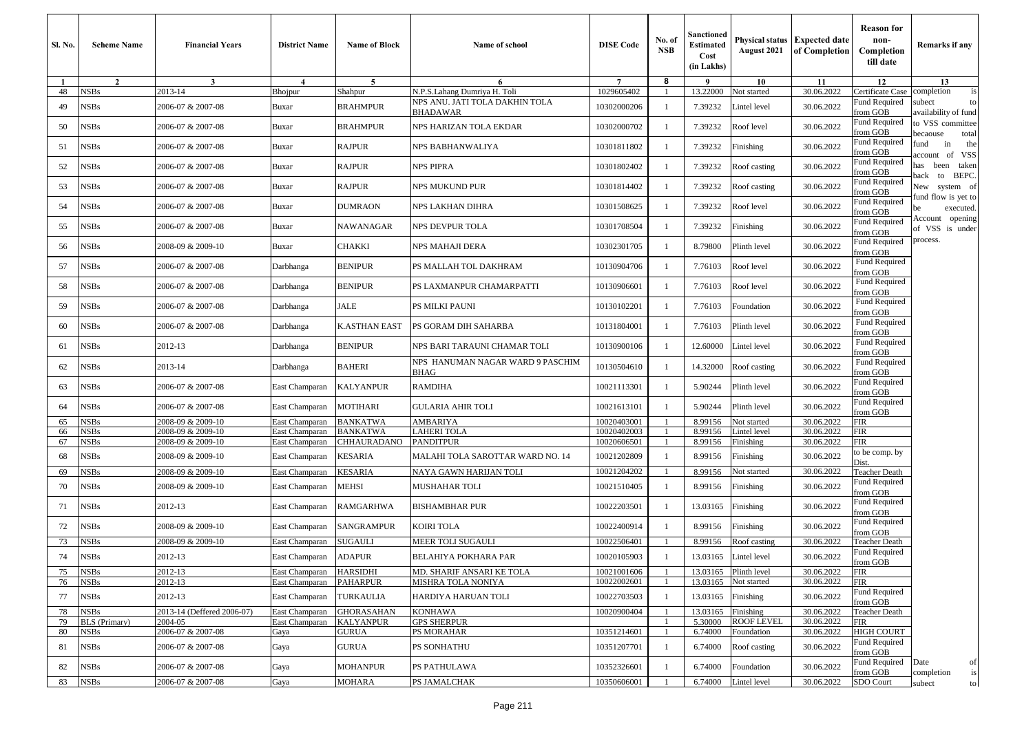| Sl. No. | Scheme Name | Financial Years | District Name | Name of Block | Name of school | DISE Code | No. of NSB | Sanctioned Estimated Cost (in Lakhs) | Physical status August 2021 | Expected date of Completion | Reason for non-Completion till date | Remarks if any |
|---|---|---|---|---|---|---|---|---|---|---|---|---|
| 1 | 2 | 3 | 4 | 5 | 6 | 7 | 8 | 9 | 10 | 11 | 12 | 13 |
| 48 | NSBs | 2013-14 | Bhojpur | Shahpur | N.P.S.Lahang Dumriya H. Toli | 1029605402 | 1 | 13.22000 | Not started | 30.06.2022 | Certificate Case | completion is subect to availability of fund to VSS committee becaouse total fund in the account of VSS has been taken back to BEPC. New system of fund flow is yet to be executed. Account opening of VSS is under process. |
| 49 | NSBs | 2006-07 & 2007-08 | Buxar | BRAHMPUR | NPS ANU. JATI TOLA DAKHIN TOLA BHADAWAR | 10302000206 | 1 | 7.39232 | Lintel level | 30.06.2022 | Fund Required from GOB | |
| 50 | NSBs | 2006-07 & 2007-08 | Buxar | BRAHMPUR | NPS HARIZAN TOLA EKDAR | 10302000702 | 1 | 7.39232 | Roof level | 30.06.2022 | Fund Required from GOB | |
| 51 | NSBs | 2006-07 & 2007-08 | Buxar | RAJPUR | NPS BABHANWALIYA | 10301811802 | 1 | 7.39232 | Finishing | 30.06.2022 | Fund Required from GOB | |
| 52 | NSBs | 2006-07 & 2007-08 | Buxar | RAJPUR | NPS PIPRA | 10301802402 | 1 | 7.39232 | Roof casting | 30.06.2022 | Fund Required from GOB | |
| 53 | NSBs | 2006-07 & 2007-08 | Buxar | RAJPUR | NPS MUKUND PUR | 10301814402 | 1 | 7.39232 | Roof casting | 30.06.2022 | Fund Required from GOB | |
| 54 | NSBs | 2006-07 & 2007-08 | Buxar | DUMRAON | NPS LAKHAN DIHRA | 10301508625 | 1 | 7.39232 | Roof level | 30.06.2022 | Fund Required from GOB | |
| 55 | NSBs | 2006-07 & 2007-08 | Buxar | NAWANAGAR | NPS DEVPUR TOLA | 10301708504 | 1 | 7.39232 | Finishing | 30.06.2022 | Fund Required from GOB | |
| 56 | NSBs | 2008-09 & 2009-10 | Buxar | CHAKKI | NPS MAHAJI DERA | 10302301705 | 1 | 8.79800 | Plinth level | 30.06.2022 | Fund Required from GOB | |
| 57 | NSBs | 2006-07 & 2007-08 | Darbhanga | BENIPUR | PS MALLAH TOL DAKHRAM | 10130904706 | 1 | 7.76103 | Roof level | 30.06.2022 | Fund Required from GOB | |
| 58 | NSBs | 2006-07 & 2007-08 | Darbhanga | BENIPUR | PS LAXMANPUR CHAMARPATTI | 10130906601 | 1 | 7.76103 | Roof level | 30.06.2022 | Fund Required from GOB | |
| 59 | NSBs | 2006-07 & 2007-08 | Darbhanga | JALE | PS MILKI PAUNI | 10130102201 | 1 | 7.76103 | Foundation | 30.06.2022 | Fund Required from GOB | |
| 60 | NSBs | 2006-07 & 2007-08 | Darbhanga | K.ASTHAN EAST | PS GORAM DIH SAHARBA | 10131804001 | 1 | 7.76103 | Plinth level | 30.06.2022 | Fund Required from GOB | |
| 61 | NSBs | 2012-13 | Darbhanga | BENIPUR | NPS BARI TARAUNI CHAMAR TOLI | 10130900106 | 1 | 12.60000 | Lintel level | 30.06.2022 | Fund Required from GOB | |
| 62 | NSBs | 2013-14 | Darbhanga | BAHERI | NPS HANUMAN NAGAR WARD 9 PASCHIM BHAG | 10130504610 | 1 | 14.32000 | Roof casting | 30.06.2022 | Fund Required from GOB | |
| 63 | NSBs | 2006-07 & 2007-08 | East Champaran | KALYANPUR | RAMDIHA | 10021113301 | 1 | 5.90244 | Plinth level | 30.06.2022 | Fund Required from GOB | |
| 64 | NSBs | 2006-07 & 2007-08 | East Champaran | MOTIHARI | GULARIA AHIR TOLI | 10021613101 | 1 | 5.90244 | Plinth level | 30.06.2022 | Fund Required from GOB | |
| 65 | NSBs | 2008-09 & 2009-10 | East Champaran | BANKATWA | AMBARIYA | 10020403001 | 1 | 8.99156 | Not started | 30.06.2022 | FIR | |
| 66 | NSBs | 2008-09 & 2009-10 | East Champaran | BANKATWA | LAHERI TOLA | 10020402003 | 1 | 8.99156 | Lintel level | 30.06.2022 | FIR | |
| 67 | NSBs | 2008-09 & 2009-10 | East Champaran | CHHAURADANO | PANDITPUR | 10020606501 | 1 | 8.99156 | Finishing | 30.06.2022 | FIR | |
| 68 | NSBs | 2008-09 & 2009-10 | East Champaran | KESARIA | MALAHI TOLA SAROTTAR WARD NO. 14 | 10021202809 | 1 | 8.99156 | Finishing | 30.06.2022 | to be comp. by Dist. | |
| 69 | NSBs | 2008-09 & 2009-10 | East Champaran | KESARIA | NAYA GAWN HARIJAN TOLI | 10021204202 | 1 | 8.99156 | Not started | 30.06.2022 | Teacher Death | |
| 70 | NSBs | 2008-09 & 2009-10 | East Champaran | MEHSI | MUSHAHAR TOLI | 10021510405 | 1 | 8.99156 | Finishing | 30.06.2022 | Fund Required from GOB | |
| 71 | NSBs | 2012-13 | East Champaran | RAMGARHWA | BISHAMBHAR PUR | 10022203501 | 1 | 13.03165 | Finishing | 30.06.2022 | Fund Required from GOB | |
| 72 | NSBs | 2008-09 & 2009-10 | East Champaran | SANGRAMPUR | KOIRI TOLA | 10022400914 | 1 | 8.99156 | Finishing | 30.06.2022 | Fund Required from GOB | |
| 73 | NSBs | 2008-09 & 2009-10 | East Champaran | SUGAULI | MEER TOLI SUGAULI | 10022506401 | 1 | 8.99156 | Roof casting | 30.06.2022 | Teacher Death | |
| 74 | NSBs | 2012-13 | East Champaran | ADAPUR | BELAHIYA POKHARA PAR | 10020105903 | 1 | 13.03165 | Lintel level | 30.06.2022 | Fund Required from GOB | |
| 75 | NSBs | 2012-13 | East Champaran | HARSIDHI | MD. SHARIF ANSARI KE TOLA | 10021001606 | 1 | 13.03165 | Plinth level | 30.06.2022 | FIR | |
| 76 | NSBs | 2012-13 | East Champaran | PAHARPUR | MISHRA TOLA NONIYA | 10022002601 | 1 | 13.03165 | Not started | 30.06.2022 | FIR | |
| 77 | NSBs | 2012-13 | East Champaran | TURKAULIA | HARDIYA HARUAN TOLI | 10022703503 | 1 | 13.03165 | Finishing | 30.06.2022 | Fund Required from GOB | |
| 78 | NSBs | 2013-14 (Deffered 2006-07) | East Champaran | GHORASAHAN | KONHAWA | 10020900404 | 1 | 13.03165 | Finishing | 30.06.2022 | Teacher Death | |
| 79 | BLS (Primary) | 2004-05 | East Champaran | KALYANPUR | GPS SHERPUR | | 1 | 5.30000 | ROOF LEVEL | 30.06.2022 | FIR | |
| 80 | NSBs | 2006-07 & 2007-08 | Gaya | GURUA | PS MORAHAR | 10351214601 | 1 | 6.74000 | Foundation | 30.06.2022 | HIGH COURT | |
| 81 | NSBs | 2006-07 & 2007-08 | Gaya | GURUA | PS SONHATHU | 10351207701 | 1 | 6.74000 | Roof casting | 30.06.2022 | Fund Required from GOB | |
| 82 | NSBs | 2006-07 & 2007-08 | Gaya | MOHANPUR | PS PATHULAWA | 10352326601 | 1 | 6.74000 | Foundation | 30.06.2022 | Fund Required from GOB | Date of completion is subect to |
| 83 | NSBs | 2006-07 & 2007-08 | Gaya | MOHARA | PS JAMALCHAK | 10350606001 | 1 | 6.74000 | Lintel level | 30.06.2022 | SDO Court | |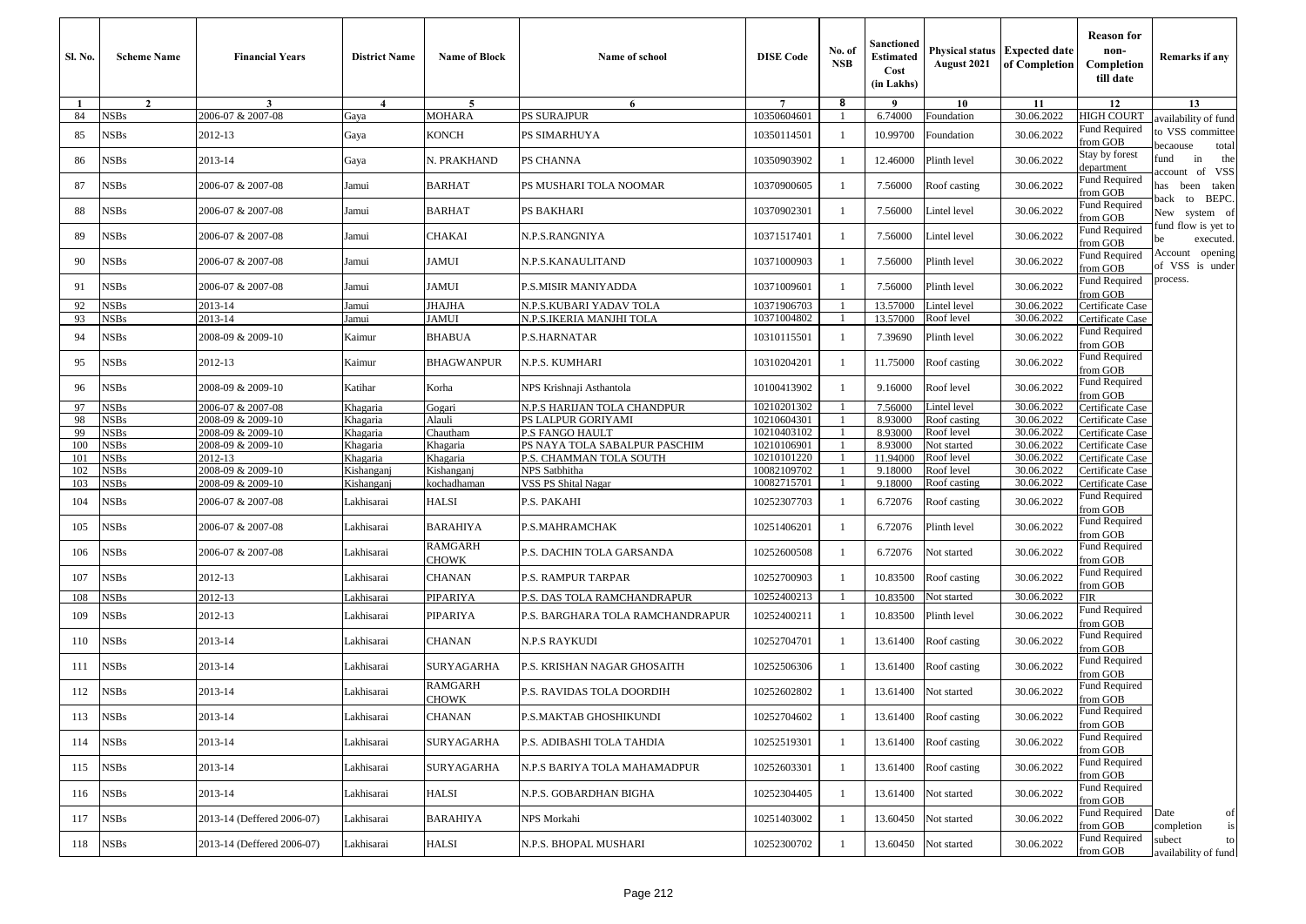| Sl. No. | Scheme Name | Financial Years | District Name | Name of Block | Name of school | DISE Code | No. of NSB | Sanctioned Estimated Cost (in Lakhs) | Physical status August 2021 | Expected date of Completion | Reason for non-Completion till date | Remarks if any |
|---|---|---|---|---|---|---|---|---|---|---|---|---|
| 1 | 2 | 3 | 4 | 5 | 6 | 7 | 8 | 9 | 10 | 11 | 12 | 13 |
| 84 | NSBs | 2006-07 & 2007-08 | Gaya | MOHARA | PS SURAJPUR | 10350604601 | 1 | 6.74000 | Foundation | 30.06.2022 | HIGH COURT | availability of fund to VSS committee becaouse total fund in the account of VSS has been taken back to BEPC. New system of fund flow is yet to be executed. Account opening of VSS is under process. |
| 85 | NSBs | 2012-13 | Gaya | KONCH | PS SIMARHUYA | 10350114501 | 1 | 10.99700 | Foundation | 30.06.2022 | Fund Required from GOB | |
| 86 | NSBs | 2013-14 | Gaya | N. PRAKHAND | PS CHANNA | 10350903902 | 1 | 12.46000 | Plinth level | 30.06.2022 | Stay by forest department | |
| 87 | NSBs | 2006-07 & 2007-08 | Jamui | BARHAT | PS MUSHARI TOLA NOOMAR | 10370900605 | 1 | 7.56000 | Roof casting | 30.06.2022 | Fund Required from GOB | |
| 88 | NSBs | 2006-07 & 2007-08 | Jamui | BARHAT | PS BAKHARI | 10370902301 | 1 | 7.56000 | Lintel level | 30.06.2022 | Fund Required from GOB | |
| 89 | NSBs | 2006-07 & 2007-08 | Jamui | CHAKAI | N.P.S.RANGNIYA | 10371517401 | 1 | 7.56000 | Lintel level | 30.06.2022 | Fund Required from GOB | |
| 90 | NSBs | 2006-07 & 2007-08 | Jamui | JAMUI | N.P.S.KANAULITAND | 10371000903 | 1 | 7.56000 | Plinth level | 30.06.2022 | Fund Required from GOB | |
| 91 | NSBs | 2006-07 & 2007-08 | Jamui | JAMUI | P.S.MISIR MANIYADDA | 10371009601 | 1 | 7.56000 | Plinth level | 30.06.2022 | Fund Required from GOB | |
| 92 | NSBs | 2013-14 | Jamui | JHAJHA | N.P.S.KUBARI YADAV TOLA | 10371906703 | 1 | 13.57000 | Lintel level | 30.06.2022 | Certificate Case | |
| 93 | NSBs | 2013-14 | Jamui | JAMUI | N.P.S.IKERIA MANJHI TOLA | 10371004802 | 1 | 13.57000 | Roof level | 30.06.2022 | Certificate Case | |
| 94 | NSBs | 2008-09 & 2009-10 | Kaimur | BHABUA | P.S.HARNATAR | 10310115501 | 1 | 7.39690 | Plinth level | 30.06.2022 | Fund Required from GOB | |
| 95 | NSBs | 2012-13 | Kaimur | BHAGWANPUR | N.P.S. KUMHARI | 10310204201 | 1 | 11.75000 | Roof casting | 30.06.2022 | Fund Required from GOB | |
| 96 | NSBs | 2008-09 & 2009-10 | Katihar | Korha | NPS Krishnaji Asthantola | 10100413902 | 1 | 9.16000 | Roof level | 30.06.2022 | Fund Required from GOB | |
| 97 | NSBs | 2006-07 & 2007-08 | Khagaria | Gogari | N.P.S HARIJAN TOLA CHANDPUR | 10210201302 | 1 | 7.56000 | Lintel level | 30.06.2022 | Certificate Case | |
| 98 | NSBs | 2008-09 & 2009-10 | Khagaria | Alauli | PS LALPUR GORIYAMI | 10210604301 | 1 | 8.93000 | Roof casting | 30.06.2022 | Certificate Case | |
| 99 | NSBs | 2008-09 & 2009-10 | Khagaria | Chautham | P.S FANGO HAULT | 10210403102 | 1 | 8.93000 | Roof level | 30.06.2022 | Certificate Case | |
| 100 | NSBs | 2008-09 & 2009-10 | Khagaria | Khagaria | PS NAYA TOLA SABALPUR PASCHIM | 10210106901 | 1 | 8.93000 | Not started | 30.06.2022 | Certificate Case | |
| 101 | NSBs | 2012-13 | Khagaria | Khagaria | P.S. CHAMMAN TOLA SOUTH | 10210101220 | 1 | 11.94000 | Roof level | 30.06.2022 | Certificate Case | |
| 102 | NSBs | 2008-09 & 2009-10 | Kishanganj | Kishanganj | NPS Satbhitha | 10082109702 | 1 | 9.18000 | Roof level | 30.06.2022 | Certificate Case | |
| 103 | NSBs | 2008-09 & 2009-10 | Kishanganj | kochadhaman | VSS PS Shital Nagar | 10082715701 | 1 | 9.18000 | Roof casting | 30.06.2022 | Certificate Case | |
| 104 | NSBs | 2006-07 & 2007-08 | Lakhisarai | HALSI | P.S. PAKAHI | 10252307703 | 1 | 6.72076 | Roof casting | 30.06.2022 | Fund Required from GOB | |
| 105 | NSBs | 2006-07 & 2007-08 | Lakhisarai | BARAHIYA | P.S.MAHRAMCHAK | 10251406201 | 1 | 6.72076 | Plinth level | 30.06.2022 | Fund Required from GOB | |
| 106 | NSBs | 2006-07 & 2007-08 | Lakhisarai | RAMGARH CHOWK | P.S. DACHIN TOLA GARSANDA | 10252600508 | 1 | 6.72076 | Not started | 30.06.2022 | Fund Required from GOB | |
| 107 | NSBs | 2012-13 | Lakhisarai | CHANAN | P.S. RAMPUR TARPAR | 10252700903 | 1 | 10.83500 | Roof casting | 30.06.2022 | Fund Required from GOB | |
| 108 | NSBs | 2012-13 | Lakhisarai | PIPARIYA | P.S. DAS TOLA RAMCHANDRAPUR | 10252400213 | 1 | 10.83500 | Not started | 30.06.2022 | FIR | |
| 109 | NSBs | 2012-13 | Lakhisarai | PIPARIYA | P.S. BARGHARA TOLA RAMCHANDRAPUR | 10252400211 | 1 | 10.83500 | Plinth level | 30.06.2022 | Fund Required from GOB | |
| 110 | NSBs | 2013-14 | Lakhisarai | CHANAN | N.P.S RAYKUDI | 10252704701 | 1 | 13.61400 | Roof casting | 30.06.2022 | Fund Required from GOB | |
| 111 | NSBs | 2013-14 | Lakhisarai | SURYAGARHA | P.S. KRISHAN NAGAR GHOSAITH | 10252506306 | 1 | 13.61400 | Roof casting | 30.06.2022 | Fund Required from GOB | |
| 112 | NSBs | 2013-14 | Lakhisarai | RAMGARH CHOWK | P.S. RAVIDAS TOLA DOORDIH | 10252602802 | 1 | 13.61400 | Not started | 30.06.2022 | Fund Required from GOB | |
| 113 | NSBs | 2013-14 | Lakhisarai | CHANAN | P.S.MAKTAB GHOSHIKUNDI | 10252704602 | 1 | 13.61400 | Roof casting | 30.06.2022 | Fund Required from GOB | |
| 114 | NSBs | 2013-14 | Lakhisarai | SURYAGARHA | P.S. ADIBASHI TOLA TAHDIA | 10252519301 | 1 | 13.61400 | Roof casting | 30.06.2022 | Fund Required from GOB | |
| 115 | NSBs | 2013-14 | Lakhisarai | SURYAGARHA | N.P.S BARIYA TOLA MAHAMADPUR | 10252603301 | 1 | 13.61400 | Roof casting | 30.06.2022 | Fund Required from GOB | |
| 116 | NSBs | 2013-14 | Lakhisarai | HALSI | N.P.S. GOBARDHAN BIGHA | 10252304405 | 1 | 13.61400 | Not started | 30.06.2022 | Fund Required from GOB | |
| 117 | NSBs | 2013-14 (Deffered 2006-07) | Lakhisarai | BARAHIYA | NPS Morkahi | 10251403002 | 1 | 13.60450 | Not started | 30.06.2022 | Fund Required from GOB | Date of completion is subect to availability of fund |
| 118 | NSBs | 2013-14 (Deffered 2006-07) | Lakhisarai | HALSI | N.P.S. BHOPAL MUSHARI | 10252300702 | 1 | 13.60450 | Not started | 30.06.2022 | Fund Required from GOB | |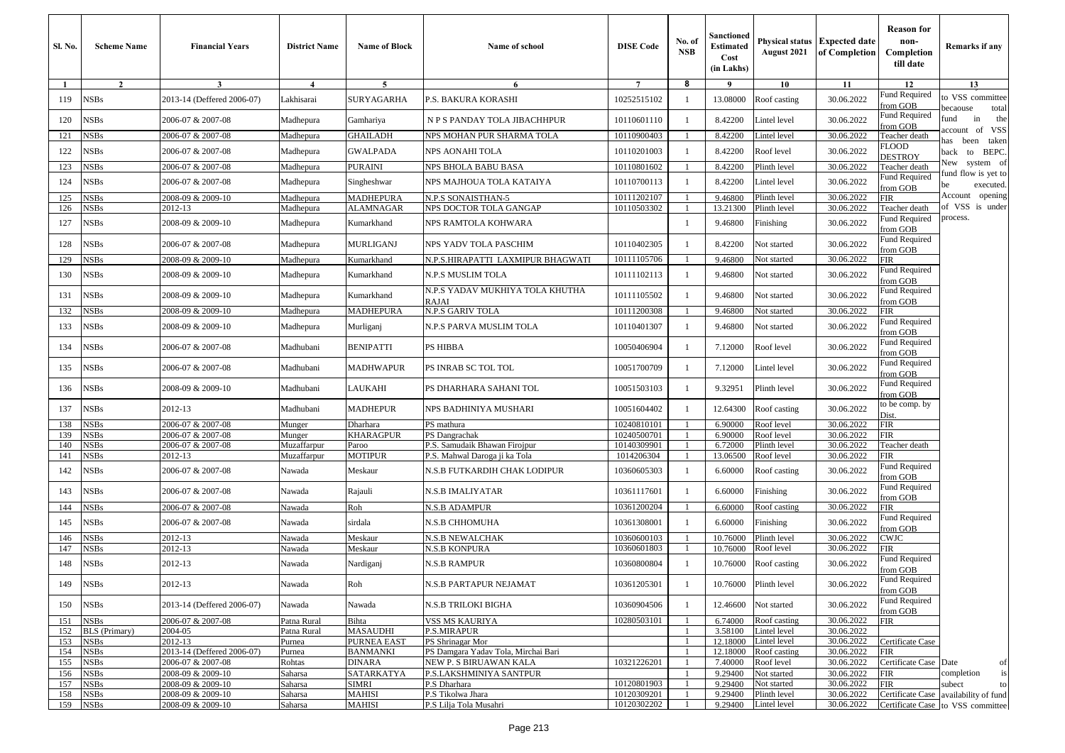| Sl. No. | Scheme Name | Financial Years | District Name | Name of Block | Name of school | DISE Code | No. of NSB | Sanctioned Estimated Cost (in Lakhs) | Physical status August 2021 | Expected date of Completion | Reason for non-Completion till date | Remarks if any |
|---|---|---|---|---|---|---|---|---|---|---|---|---|
| 1 | 2 | 3 | 4 | 5 | 6 | 7 | 8 | 9 | 10 | 11 | 12 | 13 |
| 119 | NSBs | 2013-14 (Deffered 2006-07) | Lakhisarai | SURYAGARHA | P.S. BAKURA KORASHI | 10252515102 | 1 | 13.08000 | Roof casting | 30.06.2022 | Fund Required from GOB | to VSS committee becaouse total fund in the account of VSS has been taken back to BEPC. New system of fund flow is yet to be executed. Account opening of VSS is under process. |
| 120 | NSBs | 2006-07 & 2007-08 | Madhepura | Gamhariya | N P S PANDAY TOLA JIBACHHPUR | 10110601110 | 1 | 8.42200 | Lintel level | 30.06.2022 | Fund Required from GOB | |
| 121 | NSBs | 2006-07 & 2007-08 | Madhepura | GHAILADH | NPS MOHAN PUR SHARMA TOLA | 10110900403 | 1 | 8.42200 | Lintel level | 30.06.2022 | Teacher death | |
| 122 | NSBs | 2006-07 & 2007-08 | Madhepura | GWALPADA | NPS AONAHI TOLA | 10110201003 | 1 | 8.42200 | Roof level | 30.06.2022 | FLOOD DESTROY | |
| 123 | NSBs | 2006-07 & 2007-08 | Madhepura | PURAINI | NPS BHOLA BABU BASA | 10110801602 | 1 | 8.42200 | Plinth level | 30.06.2022 | Teacher death | |
| 124 | NSBs | 2006-07 & 2007-08 | Madhepura | Singheshwar | NPS MAJHOUA TOLA KATAIYA | 10110700113 | 1 | 8.42200 | Lintel level | 30.06.2022 | Fund Required from GOB | |
| 125 | NSBs | 2008-09 & 2009-10 | Madhepura | MADHEPURA | N.P.S SONAISTHAN-5 | 10111202107 | 1 | 9.46800 | Plinth level | 30.06.2022 | FIR | |
| 126 | NSBs | 2012-13 | Madhepura | ALAMNAGAR | NPS DOCTOR TOLA GANGAP | 10110503302 | 1 | 13.21300 | Plinth level | 30.06.2022 | Teacher death | |
| 127 | NSBs | 2008-09 & 2009-10 | Madhepura | Kumarkhand | NPS RAMTOLA KOHWARA | | 1 | 9.46800 | Finishing | 30.06.2022 | Fund Required from GOB | |
| 128 | NSBs | 2006-07 & 2007-08 | Madhepura | MURLIGANJ | NPS YADV TOLA PASCHIM | 10110402305 | 1 | 8.42200 | Not started | 30.06.2022 | Fund Required from GOB | |
| 129 | NSBs | 2008-09 & 2009-10 | Madhepura | Kumarkhand | N.P.S.HIRAPATTI LAXMIPUR BHAGWATI | 10111105706 | 1 | 9.46800 | Not started | 30.06.2022 | FIR | |
| 130 | NSBs | 2008-09 & 2009-10 | Madhepura | Kumarkhand | N.P.S MUSLIM TOLA | 10111102113 | 1 | 9.46800 | Not started | 30.06.2022 | Fund Required from GOB | |
| 131 | NSBs | 2008-09 & 2009-10 | Madhepura | Kumarkhand | N.P.S YADAV MUKHIYA TOLA KHUTHA RAJAI | 10111105502 | 1 | 9.46800 | Not started | 30.06.2022 | Fund Required from GOB | |
| 132 | NSBs | 2008-09 & 2009-10 | Madhepura | MADHEPURA | N.P.S GARIV TOLA | 10111200308 | 1 | 9.46800 | Not started | 30.06.2022 | FIR | |
| 133 | NSBs | 2008-09 & 2009-10 | Madhepura | Murliganj | N.P.S PARVA MUSLIM TOLA | 10110401307 | 1 | 9.46800 | Not started | 30.06.2022 | Fund Required from GOB | |
| 134 | NSBs | 2006-07 & 2007-08 | Madhubani | BENIPATTI | PS HIBBA | 10050406904 | 1 | 7.12000 | Roof level | 30.06.2022 | Fund Required from GOB | |
| 135 | NSBs | 2006-07 & 2007-08 | Madhubani | MADHWAPUR | PS INRAB SC TOL TOL | 10051700709 | 1 | 7.12000 | Lintel level | 30.06.2022 | Fund Required from GOB | |
| 136 | NSBs | 2008-09 & 2009-10 | Madhubani | LAUKAHI | PS DHARHARA SAHANI TOL | 10051503103 | 1 | 9.32951 | Plinth level | 30.06.2022 | Fund Required from GOB | |
| 137 | NSBs | 2012-13 | Madhubani | MADHEPUR | NPS BADHINIYA MUSHARI | 10051604402 | 1 | 12.64300 | Roof casting | 30.06.2022 | to be comp. by Dist. | |
| 138 | NSBs | 2006-07 & 2007-08 | Munger | Dharhara | PS mathura | 10240810101 | 1 | 6.90000 | Roof level | 30.06.2022 | FIR | |
| 139 | NSBs | 2006-07 & 2007-08 | Munger | KHARAGPUR | PS Dangrachak | 10240500701 | 1 | 6.90000 | Roof level | 30.06.2022 | FIR | |
| 140 | NSBs | 2006-07 & 2007-08 | Muzaffarpur | Paroo | P.S. Samudaik Bhawan Firojpur | 10140309901 | 1 | 6.72000 | Plinth level | 30.06.2022 | Teacher death | |
| 141 | NSBs | 2012-13 | Muzaffarpur | MOTIPUR | P.S. Mahwal Daroga ji ka Tola | 1014206304 | 1 | 13.06500 | Roof level | 30.06.2022 | FIR | |
| 142 | NSBs | 2006-07 & 2007-08 | Nawada | Meskaur | N.S.B FUTKARDIH CHAK LODIPUR | 10360605303 | 1 | 6.60000 | Roof casting | 30.06.2022 | Fund Required from GOB | |
| 143 | NSBs | 2006-07 & 2007-08 | Nawada | Rajauli | N.S.B IMALIYATAR | 10361117601 | 1 | 6.60000 | Finishing | 30.06.2022 | Fund Required from GOB | |
| 144 | NSBs | 2006-07 & 2007-08 | Nawada | Roh | N.S.B ADAMPUR | 10361200204 | 1 | 6.60000 | Roof casting | 30.06.2022 | FIR | |
| 145 | NSBs | 2006-07 & 2007-08 | Nawada | sirdala | N.S.B CHHOMUHA | 10361308001 | 1 | 6.60000 | Finishing | 30.06.2022 | Fund Required from GOB | |
| 146 | NSBs | 2012-13 | Nawada | Meskaur | N.S.B NEWALCHAK | 10360600103 | 1 | 10.76000 | Plinth level | 30.06.2022 | CWJC | |
| 147 | NSBs | 2012-13 | Nawada | Meskaur | N.S.B KONPURA | 10360601803 | 1 | 10.76000 | Roof level | 30.06.2022 | FIR | |
| 148 | NSBs | 2012-13 | Nawada | Nardiganj | N.S.B RAMPUR | 10360800804 | 1 | 10.76000 | Roof casting | 30.06.2022 | Fund Required from GOB | |
| 149 | NSBs | 2012-13 | Nawada | Roh | N.S.B PARTAPUR NEJAMAT | 10361205301 | 1 | 10.76000 | Plinth level | 30.06.2022 | Fund Required from GOB | |
| 150 | NSBs | 2013-14 (Deffered 2006-07) | Nawada | Nawada | N.S.B TRILOKI BIGHA | 10360904506 | 1 | 12.46600 | Not started | 30.06.2022 | Fund Required from GOB | |
| 151 | NSBs | 2006-07 & 2007-08 | Patna Rural | Bihta | VSS MS KAURIYA | 10280503101 | 1 | 6.74000 | Roof casting | 30.06.2022 | FIR | |
| 152 | BLS (Primary) | 2004-05 | Patna Rural | MASAUDHI | P.S.MIRAPUR | | 1 | 3.58100 | Lintel level | 30.06.2022 | | |
| 153 | NSBs | 2012-13 | Purnea | PURNEA EAST | PS Shrinagar Mor | | 1 | 12.18000 | Lintel level | 30.06.2022 | Certificate Case | |
| 154 | NSBs | 2013-14 (Deffered 2006-07) | Purnea | BANMANKI | PS Damgara Yadav Tola, Mirchai Bari | | 1 | 12.18000 | Roof casting | 30.06.2022 | FIR | |
| 155 | NSBs | 2006-07 & 2007-08 | Rohtas | DINARA | NEW P. S BIRUAWAN KALA | 10321226201 | 1 | 7.40000 | Roof level | 30.06.2022 | Certificate Case | Date of completion is subect to availability of fund to VSS committee |
| 156 | NSBs | 2008-09 & 2009-10 | Saharsa | SATARKATYA | P.S.LAKSHMINIYA SANTPUR | | 1 | 9.29400 | Not started | 30.06.2022 | FIR | |
| 157 | NSBs | 2008-09 & 2009-10 | Saharsa | SIMRI | P.S Dharhara | 10120801903 | 1 | 9.29400 | Not started | 30.06.2022 | FIR | |
| 158 | NSBs | 2008-09 & 2009-10 | Saharsa | MAHISI | P.S Tikolwa Jhara | 10120309201 | 1 | 9.29400 | Plinth level | 30.06.2022 | Certificate Case | |
| 159 | NSBs | 2008-09 & 2009-10 | Saharsa | MAHISI | P.S Lilja Tola Musahri | 10120302202 | 1 | 9.29400 | Lintel level | 30.06.2022 | Certificate Case | |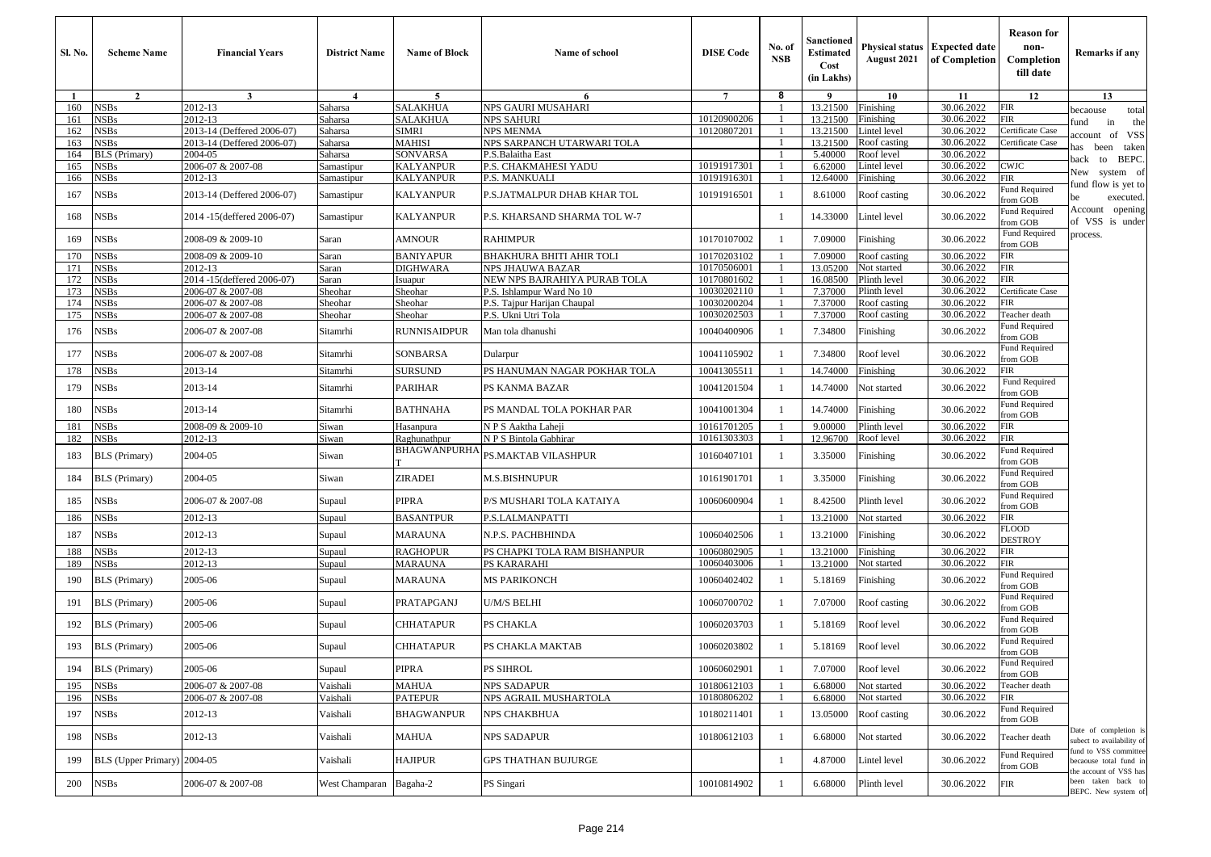| Sl. No. | Scheme Name | Financial Years | District Name | Name of Block | Name of school | DISE Code | No. of NSB | Sanctioned Estimated Cost (in Lakhs) | Physical status August 2021 | Expected date of Completion | Reason for non-Completion till date | Remarks if any |
|---|---|---|---|---|---|---|---|---|---|---|---|---|
| 1 | 2 | 3 | 4 | 5 | 6 | 7 | 8 | 9 | 10 | 11 | 12 | 13 |
| 160 | NSBs | 2012-13 | Saharsa | SALAKHUA | NPS GAURI MUSAHARI | | 1 | 13.21500 | Finishing | 30.06.2022 | FIR | becaouse total fund in the account of VSS has been taken back to BEPC. New system of fund flow is yet to be executed. Account opening of VSS is under process. |
| 161 | NSBs | 2012-13 | Saharsa | SALAKHUA | NPS SAHURI | 10120900206 | 1 | 13.21500 | Finishing | 30.06.2022 | FIR | |
| 162 | NSBs | 2013-14 (Deffered 2006-07) | Saharsa | SIMRI | NPS MENMA | 10120807201 | 1 | 13.21500 | Lintel level | 30.06.2022 | Certificate Case | |
| 163 | NSBs | 2013-14 (Deffered 2006-07) | Saharsa | MAHISI | NPS SARPANCH UTARWARI TOLA | | 1 | 13.21500 | Roof casting | 30.06.2022 | Certificate Case | |
| 164 | BLS (Primary) | 2004-05 | Saharsa | SONVARSA | P.S.Balaitha East | | 1 | 5.40000 | Roof level | 30.06.2022 | | |
| 165 | NSBs | 2006-07 & 2007-08 | Samastipur | KALYANPUR | P.S. CHAKMAHESI YADU | 10191917301 | 1 | 6.62000 | Lintel level | 30.06.2022 | CWJC | |
| 166 | NSBs | 2012-13 | Samastipur | KALYANPUR | P.S. MANKUALI | 10191916301 | 1 | 12.64000 | Finishing | 30.06.2022 | FIR | |
| 167 | NSBs | 2013-14 (Deffered 2006-07) | Samastipur | KALYANPUR | P.S.JATMALPUR DHAB KHAR TOL | 10191916501 | 1 | 8.61000 | Roof casting | 30.06.2022 | Fund Required from GOB | |
| 168 | NSBs | 2014 -15(deffered 2006-07) | Samastipur | KALYANPUR | P.S. KHARSAND SHARMA TOL W-7 | | 1 | 14.33000 | Lintel level | 30.06.2022 | Fund Required from GOB | |
| 169 | NSBs | 2008-09 & 2009-10 | Saran | AMNOUR | RAHIMPUR | 10170107002 | 1 | 7.09000 | Finishing | 30.06.2022 | Fund Required from GOB | |
| 170 | NSBs | 2008-09 & 2009-10 | Saran | BANIYAPUR | BHAKHURA BHITI AHIR TOLI | 10170203102 | 1 | 7.09000 | Roof casting | 30.06.2022 | FIR | |
| 171 | NSBs | 2012-13 | Saran | DIGHWARA | NPS JHAUWA BAZAR | 10170506001 | 1 | 13.05200 | Not started | 30.06.2022 | FIR | |
| 172 | NSBs | 2014 -15(deffered 2006-07) | Saran | Isuapur | NEW NPS BAJRAHIYA PURAB TOLA | 10170801602 | 1 | 16.08500 | Plinth level | 30.06.2022 | FIR | |
| 173 | NSBs | 2006-07 & 2007-08 | Sheohar | Sheohar | P.S. Ishlampur Ward No 10 | 10030202110 | 1 | 7.37000 | Plinth level | 30.06.2022 | Certificate Case | |
| 174 | NSBs | 2006-07 & 2007-08 | Sheohar | Sheohar | P.S. Tajpur Harijan Chaupal | 10030200204 | 1 | 7.37000 | Roof casting | 30.06.2022 | FIR | |
| 175 | NSBs | 2006-07 & 2007-08 | Sheohar | Sheohar | P.S. Ukni Utri Tola | 10030202503 | 1 | 7.37000 | Roof casting | 30.06.2022 | Teacher death | |
| 176 | NSBs | 2006-07 & 2007-08 | Sitamrhi | RUNNISAIDPUR | Man tola dhanushi | 10040400906 | 1 | 7.34800 | Finishing | 30.06.2022 | Fund Required from GOB | |
| 177 | NSBs | 2006-07 & 2007-08 | Sitamrhi | SONBARSA | Dularpur | 10041105902 | 1 | 7.34800 | Roof level | 30.06.2022 | Fund Required from GOB | |
| 178 | NSBs | 2013-14 | Sitamrhi | SURSUND | PS HANUMAN NAGAR POKHAR TOLA | 10041305511 | 1 | 14.74000 | Finishing | 30.06.2022 | FIR | |
| 179 | NSBs | 2013-14 | Sitamrhi | PARIHAR | PS KANMA BAZAR | 10041201504 | 1 | 14.74000 | Not started | 30.06.2022 | Fund Required from GOB | |
| 180 | NSBs | 2013-14 | Sitamrhi | BATHNAHA | PS MANDAL TOLA POKHAR PAR | 10041001304 | 1 | 14.74000 | Finishing | 30.06.2022 | Fund Required from GOB | |
| 181 | NSBs | 2008-09 & 2009-10 | Siwan | Hasanpura | N P S Aaktha Laheji | 10161701205 | 1 | 9.00000 | Plinth level | 30.06.2022 | FIR | |
| 182 | NSBs | 2012-13 | Siwan | Raghunathpur | N P S Bintola Gabhirar | 10161303303 | 1 | 12.96700 | Roof level | 30.06.2022 | FIR | |
| 183 | BLS (Primary) | 2004-05 | Siwan | BHAGWANPURHAT | PS.MAKTAB VILASHPUR | 10160407101 | 1 | 3.35000 | Finishing | 30.06.2022 | Fund Required from GOB | |
| 184 | BLS (Primary) | 2004-05 | Siwan | ZIRADEI | M.S.BISHNUPUR | 10161901701 | 1 | 3.35000 | Finishing | 30.06.2022 | Fund Required from GOB | |
| 185 | NSBs | 2006-07 & 2007-08 | Supaul | PIPRA | P/S MUSHARI TOLA KATAIYA | 10060600904 | 1 | 8.42500 | Plinth level | 30.06.2022 | Fund Required from GOB | |
| 186 | NSBs | 2012-13 | Supaul | BASANTPUR | P.S.LALMANPATTI | | 1 | 13.21000 | Not started | 30.06.2022 | FIR | |
| 187 | NSBs | 2012-13 | Supaul | MARAUNA | N.P.S. PACHBHINDA | 10060402506 | 1 | 13.21000 | Finishing | 30.06.2022 | FLOOD DESTROY | |
| 188 | NSBs | 2012-13 | Supaul | RAGHOPUR | PS CHAPKI TOLA RAM BISHANPUR | 10060802905 | 1 | 13.21000 | Finishing | 30.06.2022 | FIR | |
| 189 | NSBs | 2012-13 | Supaul | MARAUNA | PS KARARAHI | 10060403006 | 1 | 13.21000 | Not started | 30.06.2022 | FIR | |
| 190 | BLS (Primary) | 2005-06 | Supaul | MARAUNA | MS PARIKONCH | 10060402402 | 1 | 5.18169 | Finishing | 30.06.2022 | Fund Required from GOB | |
| 191 | BLS (Primary) | 2005-06 | Supaul | PRATAPGANJ | U/M/S BELHI | 10060700702 | 1 | 7.07000 | Roof casting | 30.06.2022 | Fund Required from GOB | |
| 192 | BLS (Primary) | 2005-06 | Supaul | CHHATAPUR | PS CHAKLA | 10060203703 | 1 | 5.18169 | Roof level | 30.06.2022 | Fund Required from GOB | |
| 193 | BLS (Primary) | 2005-06 | Supaul | CHHATAPUR | PS CHAKLA MAKTAB | 10060203802 | 1 | 5.18169 | Roof level | 30.06.2022 | Fund Required from GOB | |
| 194 | BLS (Primary) | 2005-06 | Supaul | PIPRA | PS SIHROL | 10060602901 | 1 | 7.07000 | Roof level | 30.06.2022 | Fund Required from GOB | |
| 195 | NSBs | 2006-07 & 2007-08 | Vaishali | MAHUA | NPS SADAPUR | 10180612103 | 1 | 6.68000 | Not started | 30.06.2022 | Teacher death | |
| 196 | NSBs | 2006-07 & 2007-08 | Vaishali | PATEPUR | NPS AGRAIL MUSHARTOLA | 10180806202 | 1 | 6.68000 | Not started | 30.06.2022 | FIR | |
| 197 | NSBs | 2012-13 | Vaishali | BHAGWANPUR | NPS CHAKBHUA | 10180211401 | 1 | 13.05000 | Roof casting | 30.06.2022 | Fund Required from GOB | |
| 198 | NSBs | 2012-13 | Vaishali | MAHUA | NPS SADAPUR | 10180612103 | 1 | 6.68000 | Not started | 30.06.2022 | Teacher death | Date of completion is subect to availability of fund to VSS committee becaouse total fund in the account of VSS has been taken back to BEPC. New system of |
| 199 | BLS (Upper Primary) | 2004-05 | Vaishali | HAJIPUR | GPS THATHAN BUJURGE | | 1 | 4.87000 | Lintel level | 30.06.2022 | Fund Required from GOB | |
| 200 | NSBs | 2006-07 & 2007-08 | West Champaran | Bagaha-2 | PS Singari | 10010814902 | 1 | 6.68000 | Plinth level | 30.06.2022 | FIR | |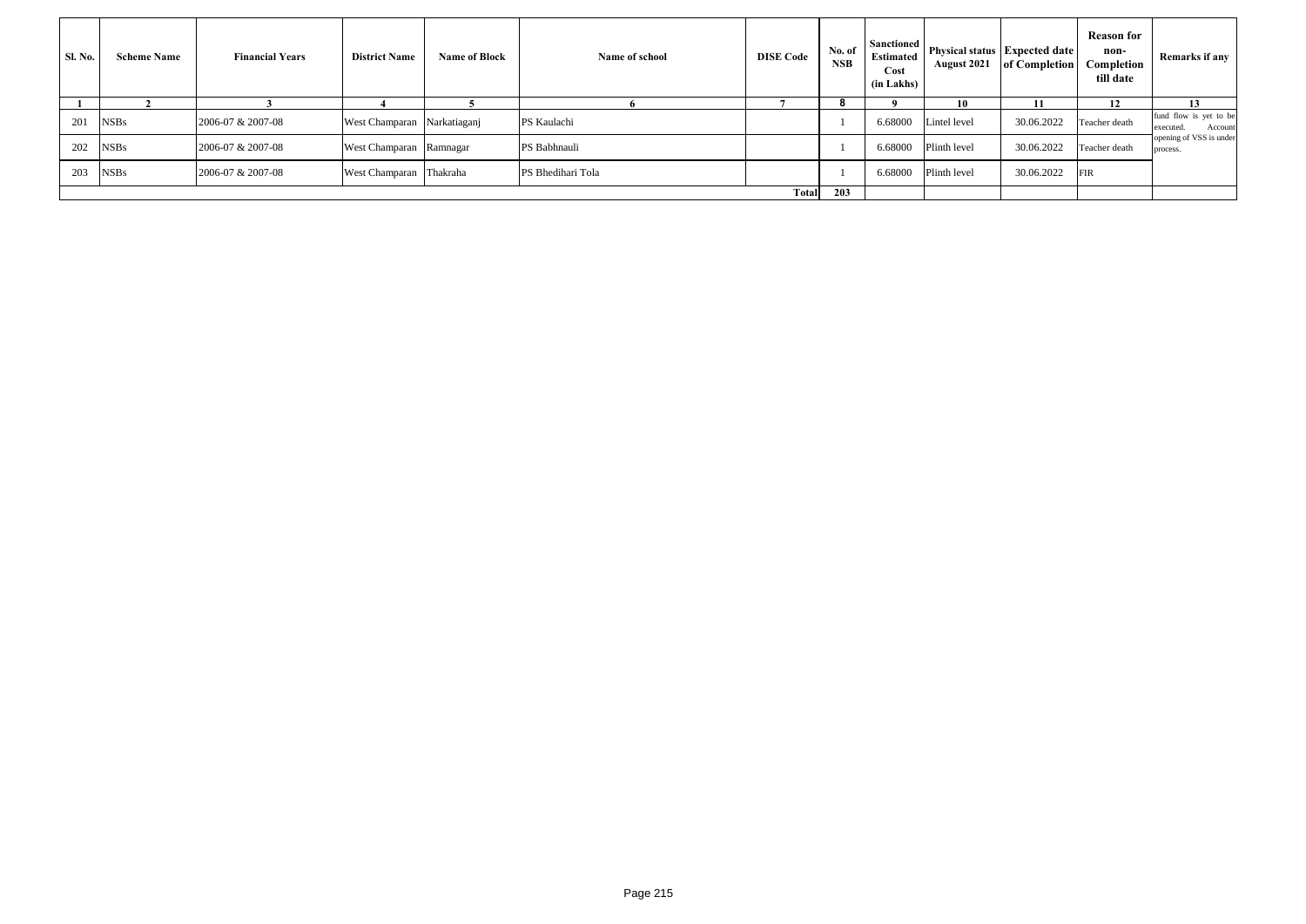| Sl. No. | Scheme Name | Financial Years | District Name | Name of Block | Name of school | DISE Code | No. of NSB | Sanctioned Estimated Cost (in Lakhs) | Physical status August 2021 | Expected date of Completion | Reason for non-Completion till date | Remarks if any |
|---|---|---|---|---|---|---|---|---|---|---|---|---|
| 1 | 2 | 3 | 4 | 5 | 6 | 7 | 8 | 9 | 10 | 11 | 12 | 13 |
| 201 | NSBs | 2006-07 & 2007-08 | West Champaran | Narkatiaganj | PS Kaulachi | | 1 | 6.68000 | Lintel level | 30.06.2022 | Teacher death | fund flow is yet to be executed. Account opening of VSS is under process. |
| 202 | NSBs | 2006-07 & 2007-08 | West Champaran | Ramnagar | PS Babhnauli | | 1 | 6.68000 | Plinth level | 30.06.2022 | Teacher death | |
| 203 | NSBs | 2006-07 & 2007-08 | West Champaran | Thakraha | PS Bhedihari Tola | | 1 | 6.68000 | Plinth level | 30.06.2022 | FIR | |
| | | | | | | Total | 203 | | | | | |